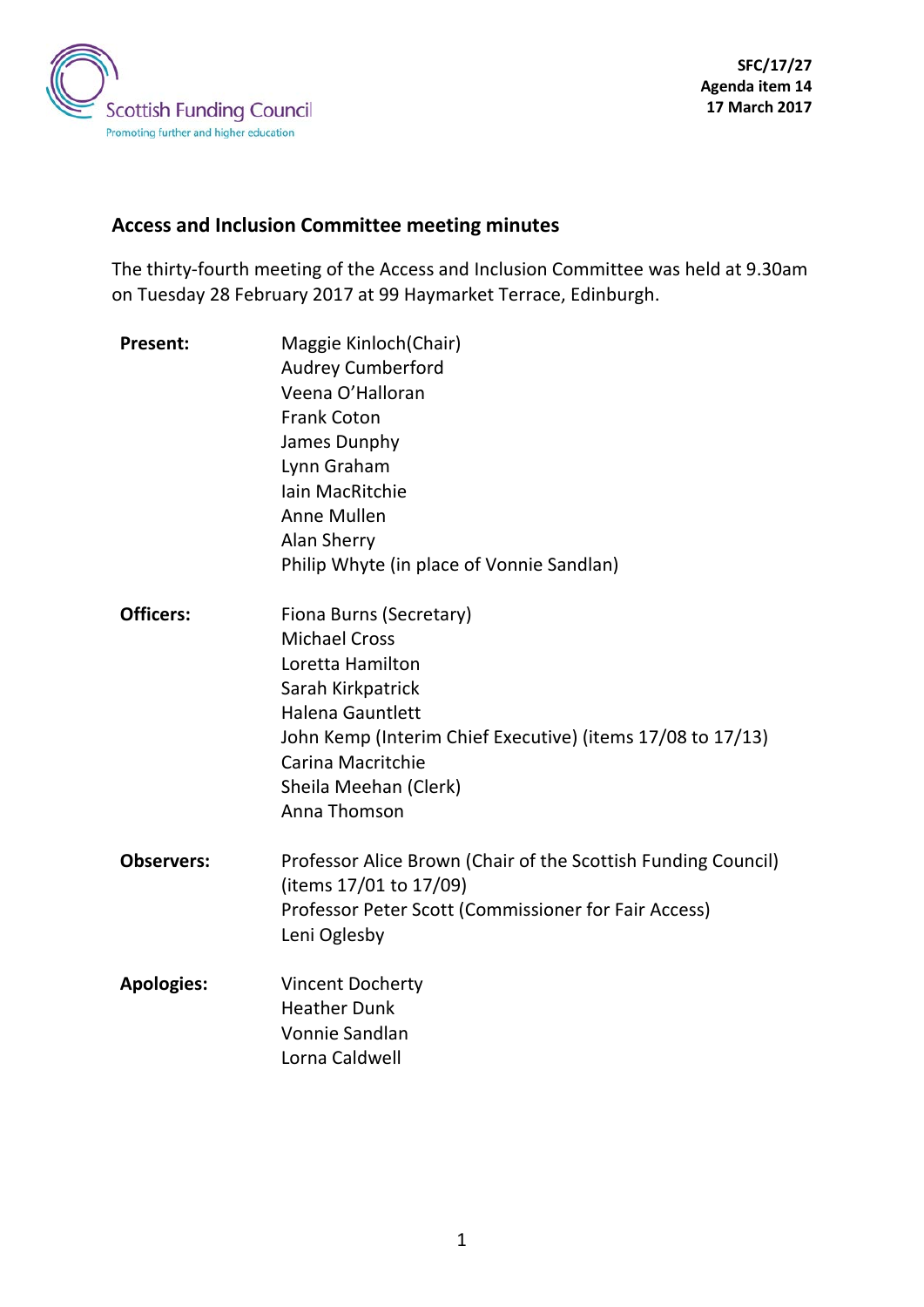SFC/17/27
Agenda item 14
17 March 2017

## Access and Inclusion Committee meeting minutes

The thirty-fourth meeting of the Access and Inclusion Committee was held at 9.30am on Tuesday 28 February 2017 at 99 Haymarket Terrace, Edinburgh.

| | |
|---|---|
| **Present:** | Maggie Kinloch(Chair)<br>Audrey Cumberford<br>Veena O'Halloran<br>Frank Coton<br>James Dunphy<br>Lynn Graham<br>Iain MacRitchie<br>Anne Mullen<br>Alan Sherry<br>Philip Whyte (in place of Vonnie Sandlan) |
| **Officers:** | Fiona Burns (Secretary)<br>Michael Cross<br>Loretta Hamilton<br>Sarah Kirkpatrick<br>Halena Gauntlett<br>John Kemp (Interim Chief Executive) (items 17/08 to 17/13)<br>Carina Macritchie<br>Sheila Meehan (Clerk)<br>Anna Thomson |
| **Observers:** | Professor Alice Brown (Chair of the Scottish Funding Council) (items 17/01 to 17/09)<br>Professor Peter Scott (Commissioner for Fair Access)<br>Leni Oglesby |
| **Apologies:** | Vincent Docherty<br>Heather Dunk<br>Vonnie Sandlan<br>Lorna Caldwell |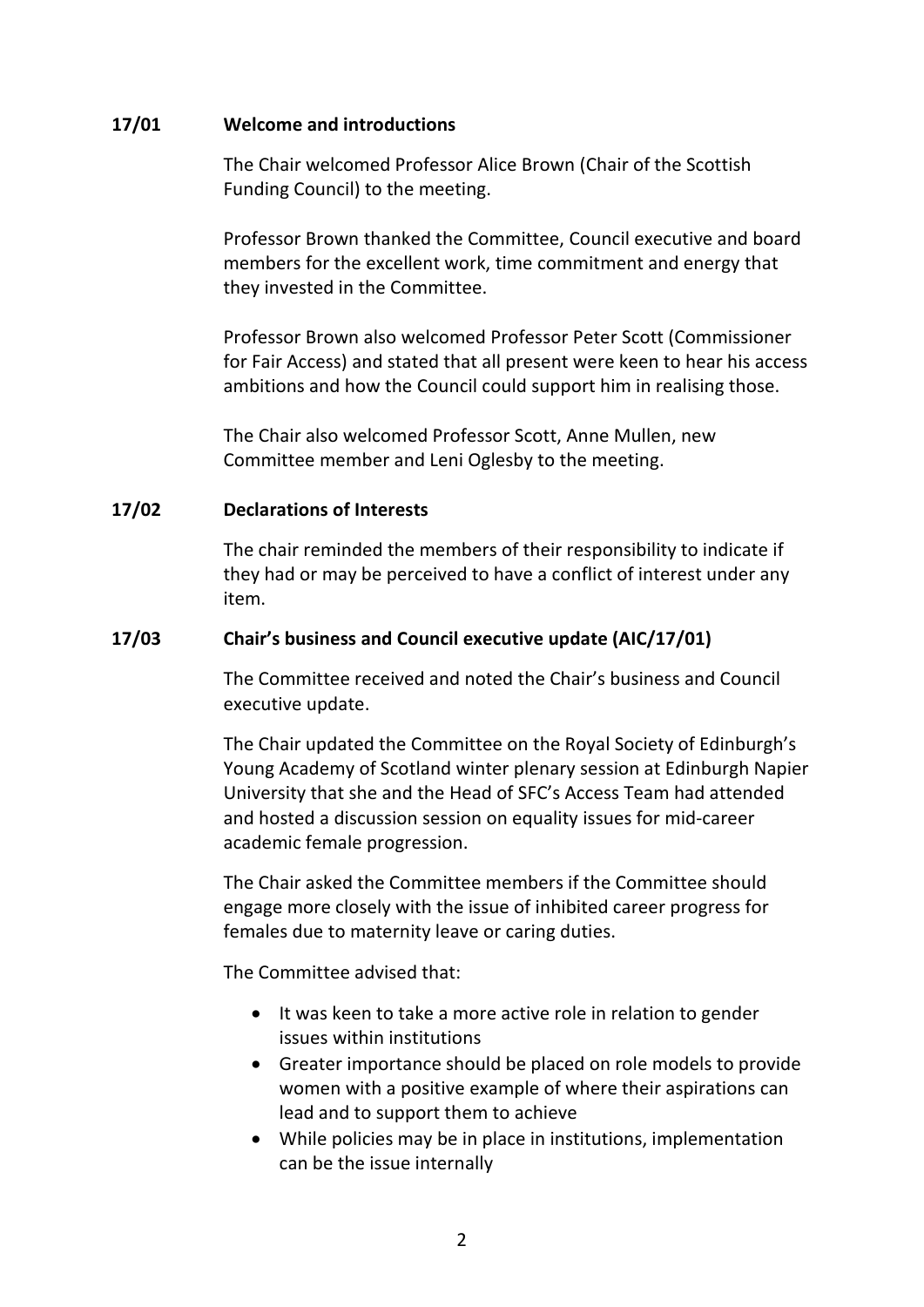### 17/01 Welcome and introductions

The Chair welcomed Professor Alice Brown (Chair of the Scottish Funding Council) to the meeting.

Professor Brown thanked the Committee, Council executive and board members for the excellent work, time commitment and energy that they invested in the Committee.

Professor Brown also welcomed Professor Peter Scott (Commissioner for Fair Access) and stated that all present were keen to hear his access ambitions and how the Council could support him in realising those.

The Chair also welcomed Professor Scott, Anne Mullen, new Committee member and Leni Oglesby to the meeting.

### 17/02 Declarations of Interests

The chair reminded the members of their responsibility to indicate if they had or may be perceived to have a conflict of interest under any item.

### 17/03 Chair's business and Council executive update (AIC/17/01)

The Committee received and noted the Chair's business and Council executive update.

The Chair updated the Committee on the Royal Society of Edinburgh's Young Academy of Scotland winter plenary session at Edinburgh Napier University that she and the Head of SFC's Access Team had attended and hosted a discussion session on equality issues for mid-career academic female progression.

The Chair asked the Committee members if the Committee should engage more closely with the issue of inhibited career progress for females due to maternity leave or caring duties.

The Committee advised that:

- It was keen to take a more active role in relation to gender issues within institutions
- Greater importance should be placed on role models to provide women with a positive example of where their aspirations can lead and to support them to achieve
- While policies may be in place in institutions, implementation can be the issue internally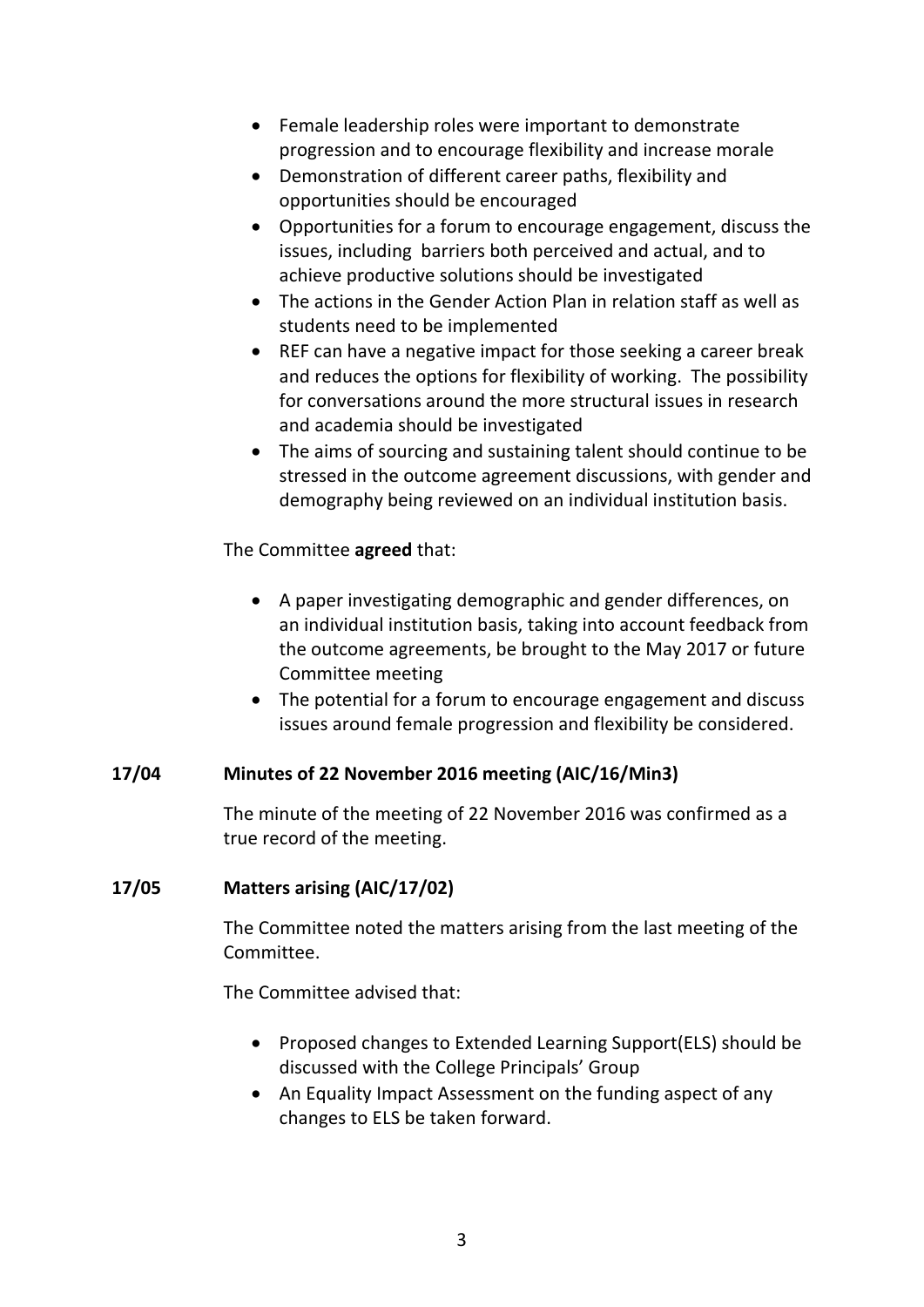- Female leadership roles were important to demonstrate progression and to encourage flexibility and increase morale
- Demonstration of different career paths, flexibility and opportunities should be encouraged
- Opportunities for a forum to encourage engagement, discuss the issues, including barriers both perceived and actual, and to achieve productive solutions should be investigated
- The actions in the Gender Action Plan in relation staff as well as students need to be implemented
- REF can have a negative impact for those seeking a career break and reduces the options for flexibility of working. The possibility for conversations around the more structural issues in research and academia should be investigated
- The aims of sourcing and sustaining talent should continue to be stressed in the outcome agreement discussions, with gender and demography being reviewed on an individual institution basis.

The Committee **agreed** that:

- A paper investigating demographic and gender differences, on an individual institution basis, taking into account feedback from the outcome agreements, be brought to the May 2017 or future Committee meeting
- The potential for a forum to encourage engagement and discuss issues around female progression and flexibility be considered.

**17/04 Minutes of 22 November 2016 meeting (AIC/16/Min3)**

The minute of the meeting of 22 November 2016 was confirmed as a true record of the meeting.

**17/05 Matters arising (AIC/17/02)**

The Committee noted the matters arising from the last meeting of the Committee.

The Committee advised that:

- Proposed changes to Extended Learning Support(ELS) should be discussed with the College Principals' Group
- An Equality Impact Assessment on the funding aspect of any changes to ELS be taken forward.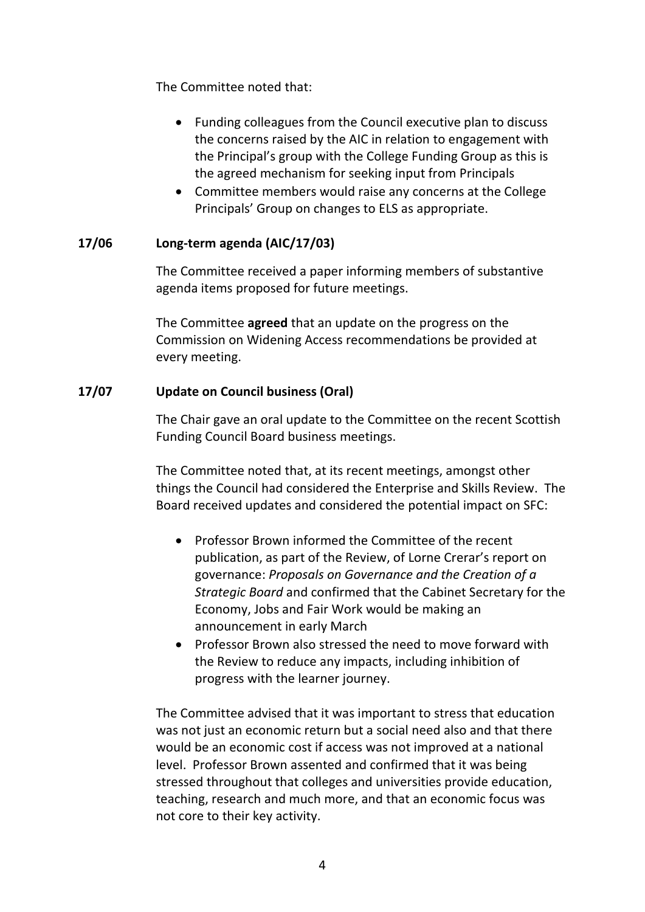The Committee noted that:

- Funding colleagues from the Council executive plan to discuss the concerns raised by the AIC in relation to engagement with the Principal's group with the College Funding Group as this is the agreed mechanism for seeking input from Principals
- Committee members would raise any concerns at the College Principals' Group on changes to ELS as appropriate.

**17/06 Long-term agenda (AIC/17/03)**

The Committee received a paper informing members of substantive agenda items proposed for future meetings.

The Committee **agreed** that an update on the progress on the Commission on Widening Access recommendations be provided at every meeting.

**17/07 Update on Council business (Oral)**

The Chair gave an oral update to the Committee on the recent Scottish Funding Council Board business meetings.

The Committee noted that, at its recent meetings, amongst other things the Council had considered the Enterprise and Skills Review. The Board received updates and considered the potential impact on SFC:

- Professor Brown informed the Committee of the recent publication, as part of the Review, of Lorne Crerar's report on governance: *Proposals on Governance and the Creation of a Strategic Board* and confirmed that the Cabinet Secretary for the Economy, Jobs and Fair Work would be making an announcement in early March
- Professor Brown also stressed the need to move forward with the Review to reduce any impacts, including inhibition of progress with the learner journey.

The Committee advised that it was important to stress that education was not just an economic return but a social need also and that there would be an economic cost if access was not improved at a national level. Professor Brown assented and confirmed that it was being stressed throughout that colleges and universities provide education, teaching, research and much more, and that an economic focus was not core to their key activity.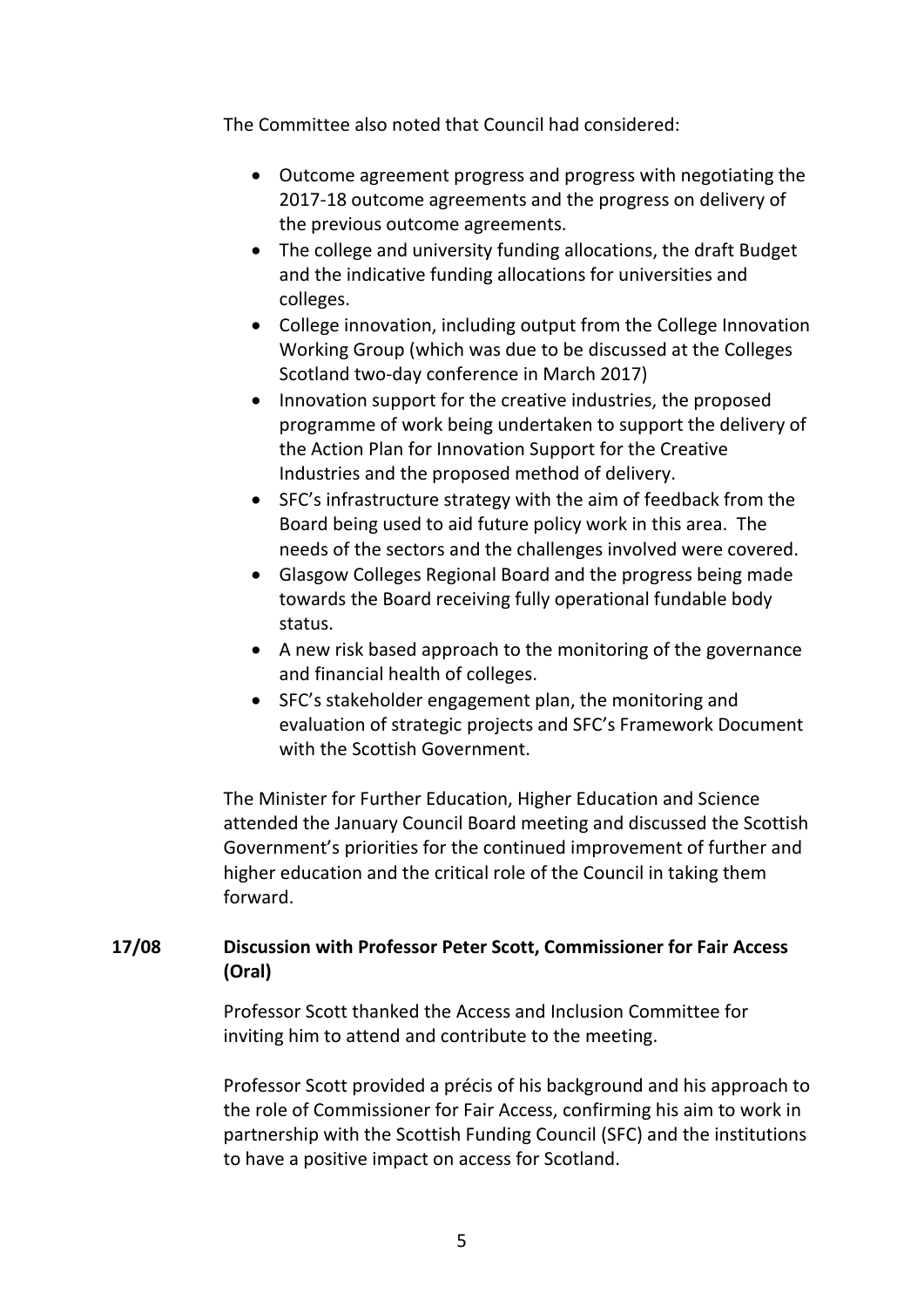The Committee also noted that Council had considered:

- Outcome agreement progress and progress with negotiating the 2017-18 outcome agreements and the progress on delivery of the previous outcome agreements.
- The college and university funding allocations, the draft Budget and the indicative funding allocations for universities and colleges.
- College innovation, including output from the College Innovation Working Group (which was due to be discussed at the Colleges Scotland two-day conference in March 2017)
- Innovation support for the creative industries, the proposed programme of work being undertaken to support the delivery of the Action Plan for Innovation Support for the Creative Industries and the proposed method of delivery.
- SFC's infrastructure strategy with the aim of feedback from the Board being used to aid future policy work in this area. The needs of the sectors and the challenges involved were covered.
- Glasgow Colleges Regional Board and the progress being made towards the Board receiving fully operational fundable body status.
- A new risk based approach to the monitoring of the governance and financial health of colleges.
- SFC's stakeholder engagement plan, the monitoring and evaluation of strategic projects and SFC's Framework Document with the Scottish Government.

The Minister for Further Education, Higher Education and Science attended the January Council Board meeting and discussed the Scottish Government's priorities for the continued improvement of further and higher education and the critical role of the Council in taking them forward.

**17/08 Discussion with Professor Peter Scott, Commissioner for Fair Access (Oral)**

Professor Scott thanked the Access and Inclusion Committee for inviting him to attend and contribute to the meeting.

Professor Scott provided a précis of his background and his approach to the role of Commissioner for Fair Access, confirming his aim to work in partnership with the Scottish Funding Council (SFC) and the institutions to have a positive impact on access for Scotland.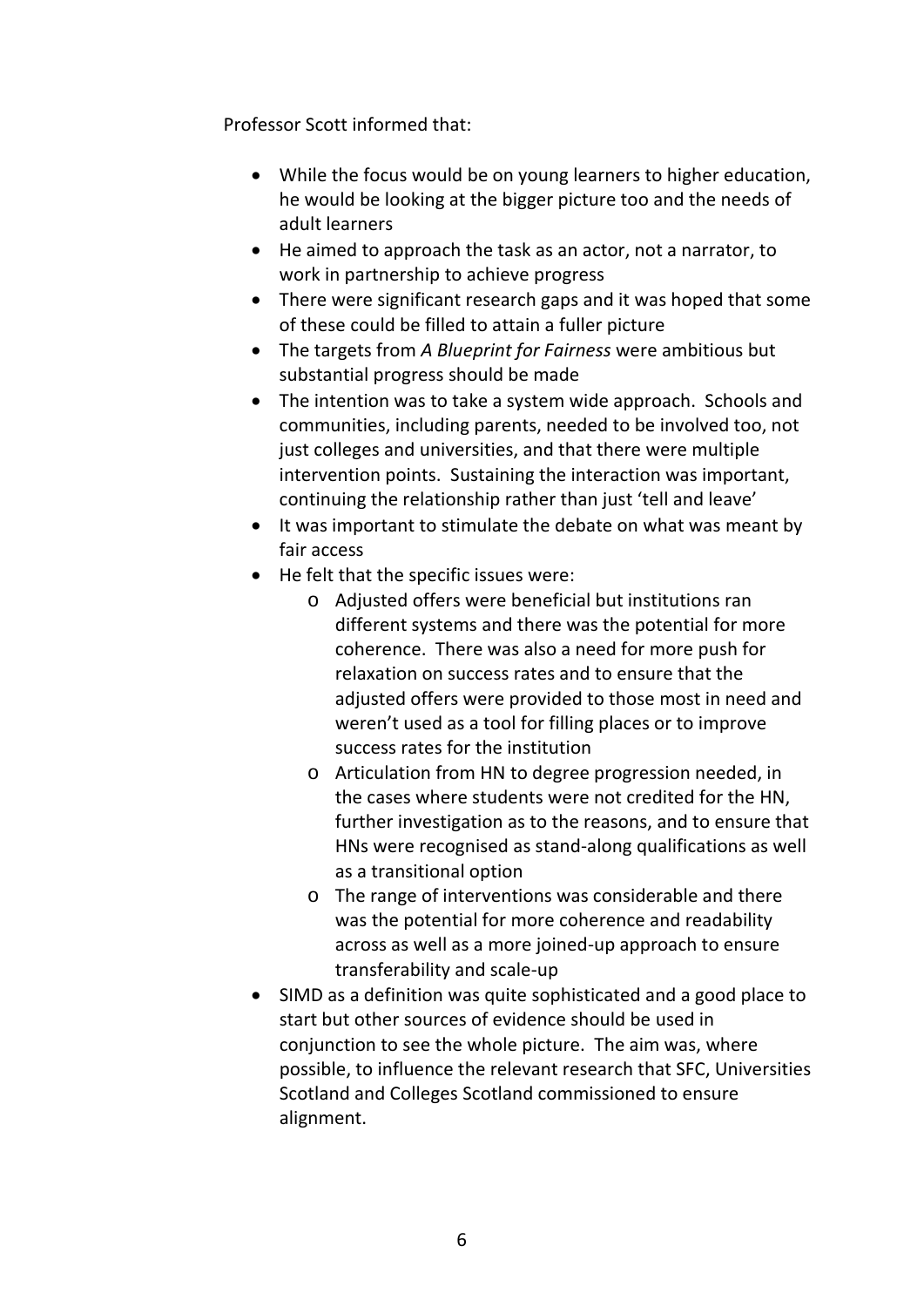Professor Scott informed that:

- While the focus would be on young learners to higher education, he would be looking at the bigger picture too and the needs of adult learners
- He aimed to approach the task as an actor, not a narrator, to work in partnership to achieve progress
- There were significant research gaps and it was hoped that some of these could be filled to attain a fuller picture
- The targets from *A Blueprint for Fairness* were ambitious but substantial progress should be made
- The intention was to take a system wide approach. Schools and communities, including parents, needed to be involved too, not just colleges and universities, and that there were multiple intervention points. Sustaining the interaction was important, continuing the relationship rather than just 'tell and leave'
- It was important to stimulate the debate on what was meant by fair access
- He felt that the specific issues were:
    - Adjusted offers were beneficial but institutions ran different systems and there was the potential for more coherence. There was also a need for more push for relaxation on success rates and to ensure that the adjusted offers were provided to those most in need and weren't used as a tool for filling places or to improve success rates for the institution
    - Articulation from HN to degree progression needed, in the cases where students were not credited for the HN, further investigation as to the reasons, and to ensure that HNs were recognised as stand-along qualifications as well as a transitional option
    - The range of interventions was considerable and there was the potential for more coherence and readability across as well as a more joined-up approach to ensure transferability and scale-up
- SIMD as a definition was quite sophisticated and a good place to start but other sources of evidence should be used in conjunction to see the whole picture. The aim was, where possible, to influence the relevant research that SFC, Universities Scotland and Colleges Scotland commissioned to ensure alignment.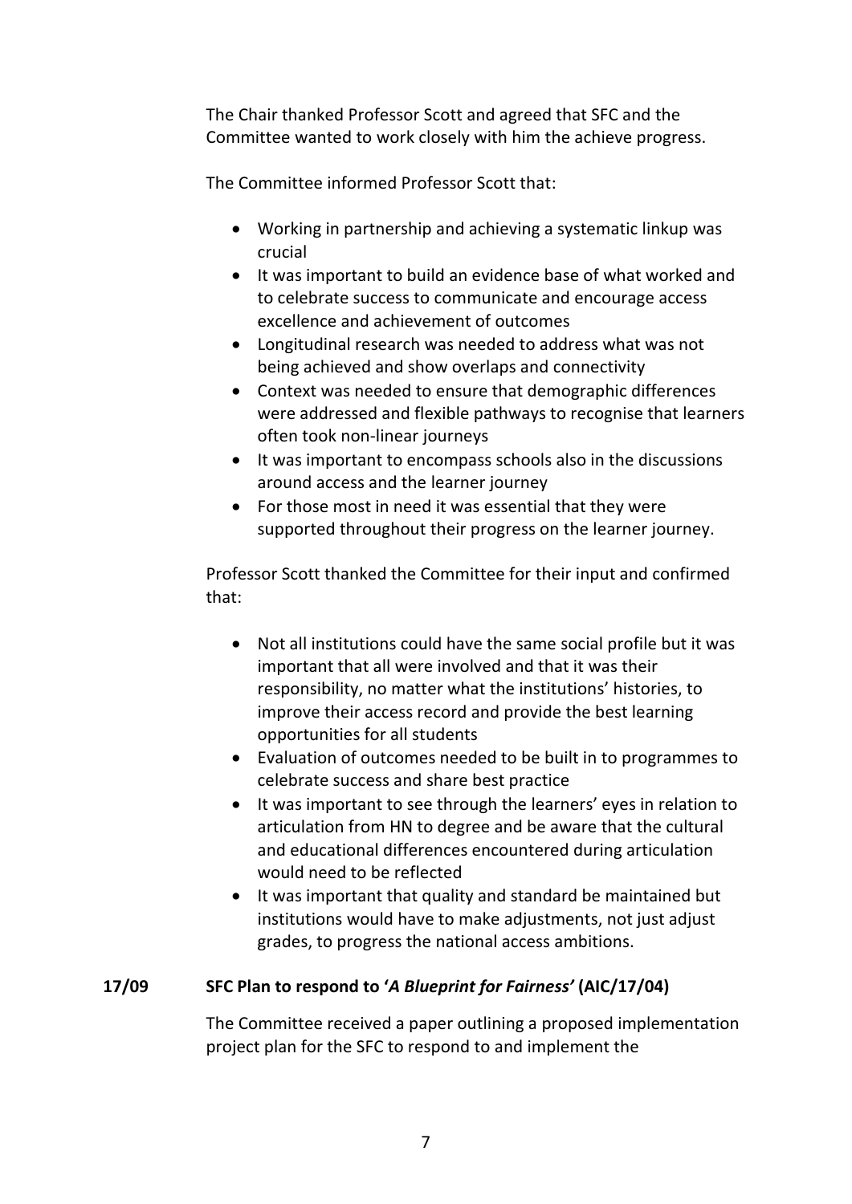The Chair thanked Professor Scott and agreed that SFC and the Committee wanted to work closely with him the achieve progress.

The Committee informed Professor Scott that:

- Working in partnership and achieving a systematic linkup was crucial
- It was important to build an evidence base of what worked and to celebrate success to communicate and encourage access excellence and achievement of outcomes
- Longitudinal research was needed to address what was not being achieved and show overlaps and connectivity
- Context was needed to ensure that demographic differences were addressed and flexible pathways to recognise that learners often took non-linear journeys
- It was important to encompass schools also in the discussions around access and the learner journey
- For those most in need it was essential that they were supported throughout their progress on the learner journey.

Professor Scott thanked the Committee for their input and confirmed that:

- Not all institutions could have the same social profile but it was important that all were involved and that it was their responsibility, no matter what the institutions' histories, to improve their access record and provide the best learning opportunities for all students
- Evaluation of outcomes needed to be built in to programmes to celebrate success and share best practice
- It was important to see through the learners' eyes in relation to articulation from HN to degree and be aware that the cultural and educational differences encountered during articulation would need to be reflected
- It was important that quality and standard be maintained but institutions would have to make adjustments, not just adjust grades, to progress the national access ambitions.

**17/09 SFC Plan to respond to '*A Blueprint for Fairness*' (AIC/17/04)**

The Committee received a paper outlining a proposed implementation project plan for the SFC to respond to and implement the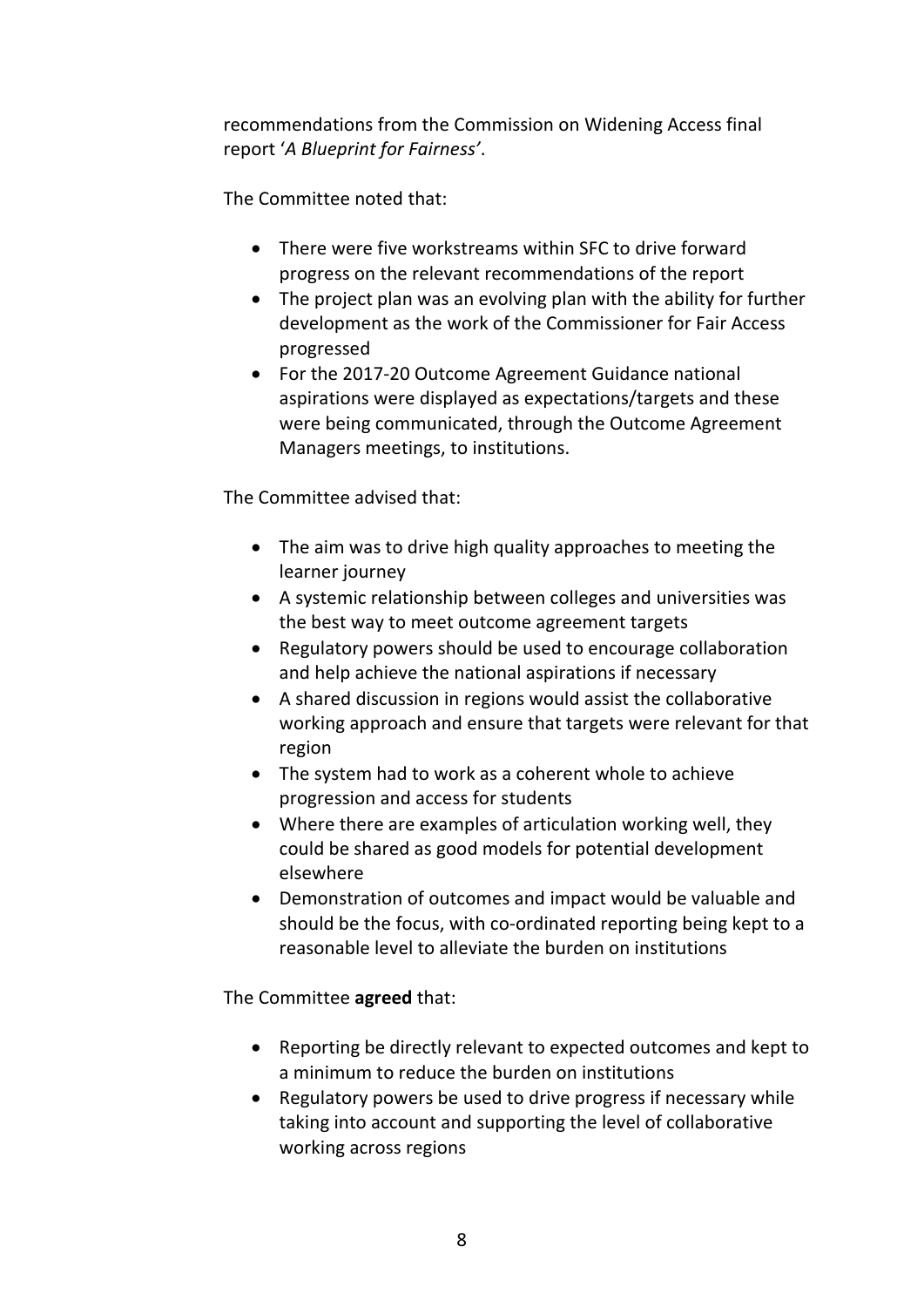recommendations from the Commission on Widening Access final report '*A Blueprint for Fairness'*.

The Committee noted that:

- There were five workstreams within SFC to drive forward progress on the relevant recommendations of the report
- The project plan was an evolving plan with the ability for further development as the work of the Commissioner for Fair Access progressed
- For the 2017-20 Outcome Agreement Guidance national aspirations were displayed as expectations/targets and these were being communicated, through the Outcome Agreement Managers meetings, to institutions.

The Committee advised that:

- The aim was to drive high quality approaches to meeting the learner journey
- A systemic relationship between colleges and universities was the best way to meet outcome agreement targets
- Regulatory powers should be used to encourage collaboration and help achieve the national aspirations if necessary
- A shared discussion in regions would assist the collaborative working approach and ensure that targets were relevant for that region
- The system had to work as a coherent whole to achieve progression and access for students
- Where there are examples of articulation working well, they could be shared as good models for potential development elsewhere
- Demonstration of outcomes and impact would be valuable and should be the focus, with co-ordinated reporting being kept to a reasonable level to alleviate the burden on institutions

The Committee **agreed** that:

- Reporting be directly relevant to expected outcomes and kept to a minimum to reduce the burden on institutions
- Regulatory powers be used to drive progress if necessary while taking into account and supporting the level of collaborative working across regions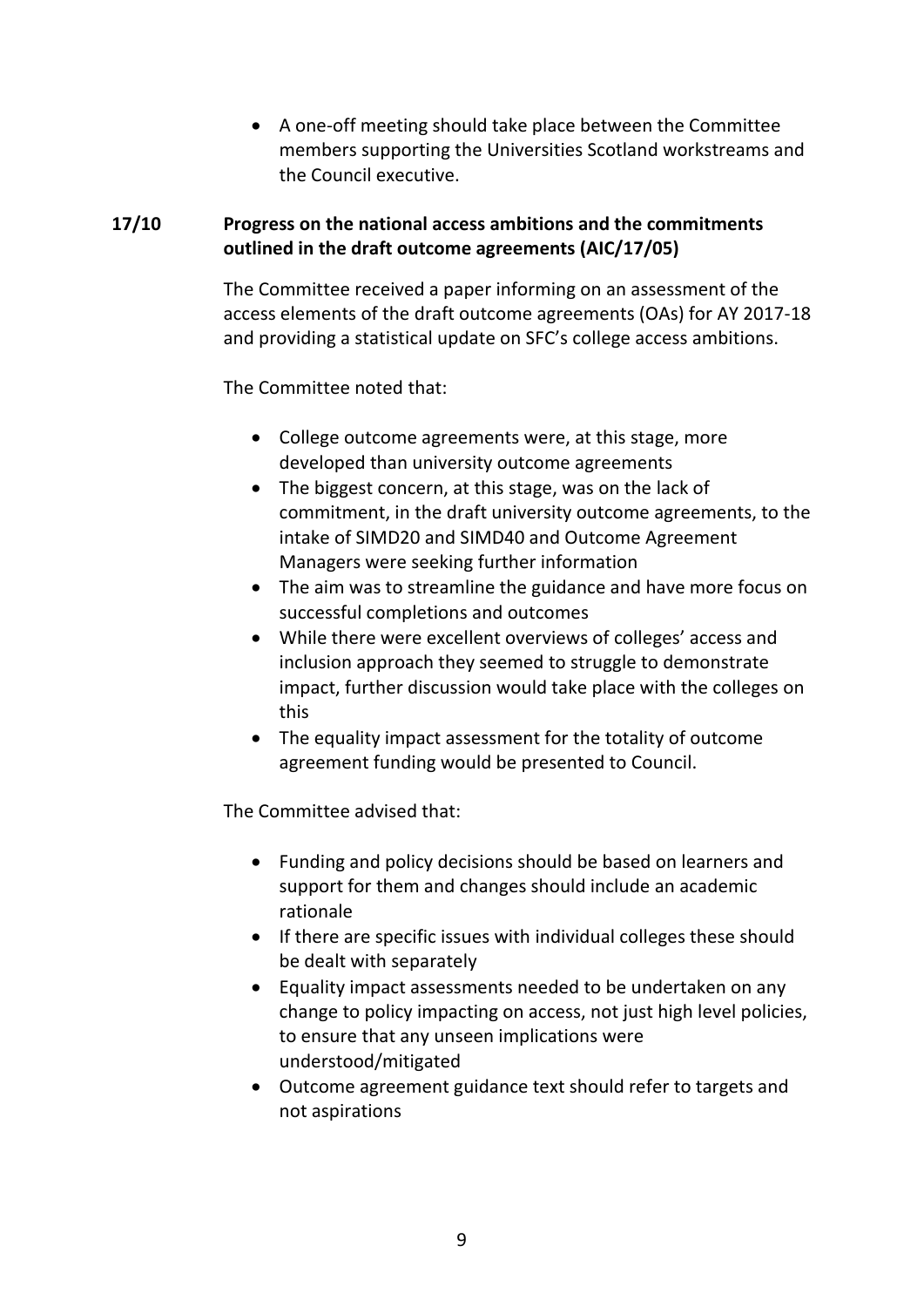- A one-off meeting should take place between the Committee members supporting the Universities Scotland workstreams and the Council executive.

**17/10 Progress on the national access ambitions and the commitments outlined in the draft outcome agreements (AIC/17/05)**

The Committee received a paper informing on an assessment of the access elements of the draft outcome agreements (OAs) for AY 2017-18 and providing a statistical update on SFC's college access ambitions.

The Committee noted that:

- College outcome agreements were, at this stage, more developed than university outcome agreements
- The biggest concern, at this stage, was on the lack of commitment, in the draft university outcome agreements, to the intake of SIMD20 and SIMD40 and Outcome Agreement Managers were seeking further information
- The aim was to streamline the guidance and have more focus on successful completions and outcomes
- While there were excellent overviews of colleges' access and inclusion approach they seemed to struggle to demonstrate impact, further discussion would take place with the colleges on this
- The equality impact assessment for the totality of outcome agreement funding would be presented to Council.

The Committee advised that:

- Funding and policy decisions should be based on learners and support for them and changes should include an academic rationale
- If there are specific issues with individual colleges these should be dealt with separately
- Equality impact assessments needed to be undertaken on any change to policy impacting on access, not just high level policies, to ensure that any unseen implications were understood/mitigated
- Outcome agreement guidance text should refer to targets and not aspirations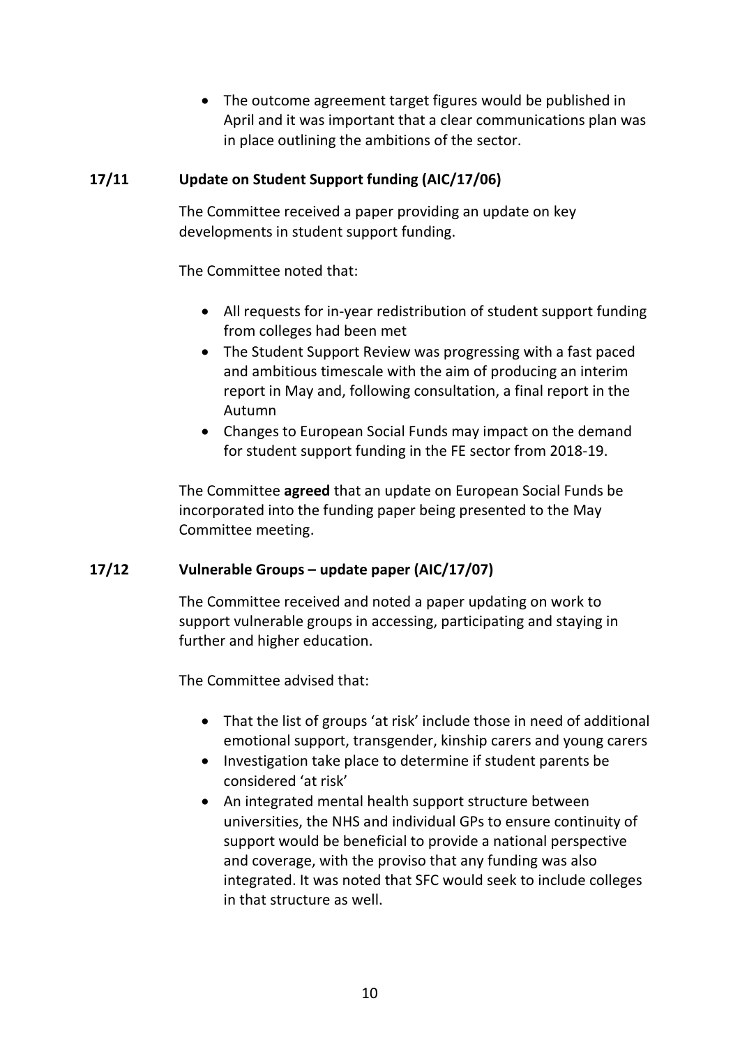- The outcome agreement target figures would be published in April and it was important that a clear communications plan was in place outlining the ambitions of the sector.

**17/11 Update on Student Support funding (AIC/17/06)**

The Committee received a paper providing an update on key developments in student support funding.

The Committee noted that:

- All requests for in-year redistribution of student support funding from colleges had been met
- The Student Support Review was progressing with a fast paced and ambitious timescale with the aim of producing an interim report in May and, following consultation, a final report in the Autumn
- Changes to European Social Funds may impact on the demand for student support funding in the FE sector from 2018-19.

The Committee **agreed** that an update on European Social Funds be incorporated into the funding paper being presented to the May Committee meeting.

**17/12 Vulnerable Groups – update paper (AIC/17/07)**

The Committee received and noted a paper updating on work to support vulnerable groups in accessing, participating and staying in further and higher education.

The Committee advised that:

- That the list of groups 'at risk' include those in need of additional emotional support, transgender, kinship carers and young carers
- Investigation take place to determine if student parents be considered 'at risk'
- An integrated mental health support structure between universities, the NHS and individual GPs to ensure continuity of support would be beneficial to provide a national perspective and coverage, with the proviso that any funding was also integrated. It was noted that SFC would seek to include colleges in that structure as well.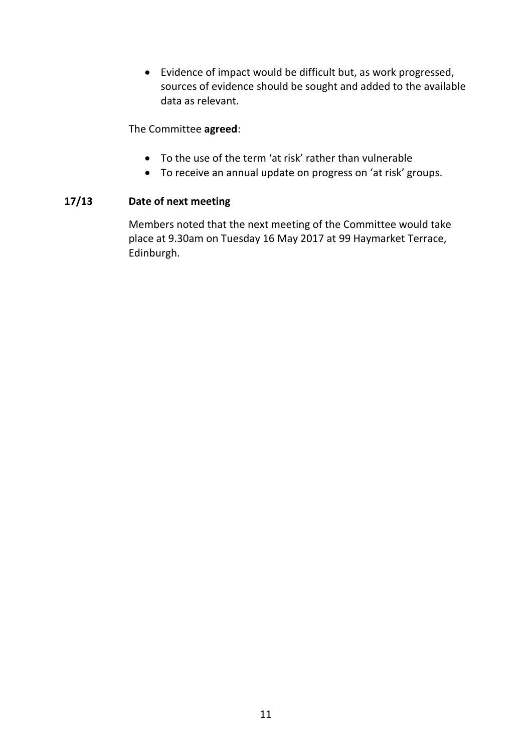- Evidence of impact would be difficult but, as work progressed, sources of evidence should be sought and added to the available data as relevant.

The Committee **agreed**:

- To the use of the term 'at risk' rather than vulnerable
- To receive an annual update on progress on 'at risk' groups.

**17/13 Date of next meeting**

Members noted that the next meeting of the Committee would take place at 9.30am on Tuesday 16 May 2017 at 99 Haymarket Terrace, Edinburgh.